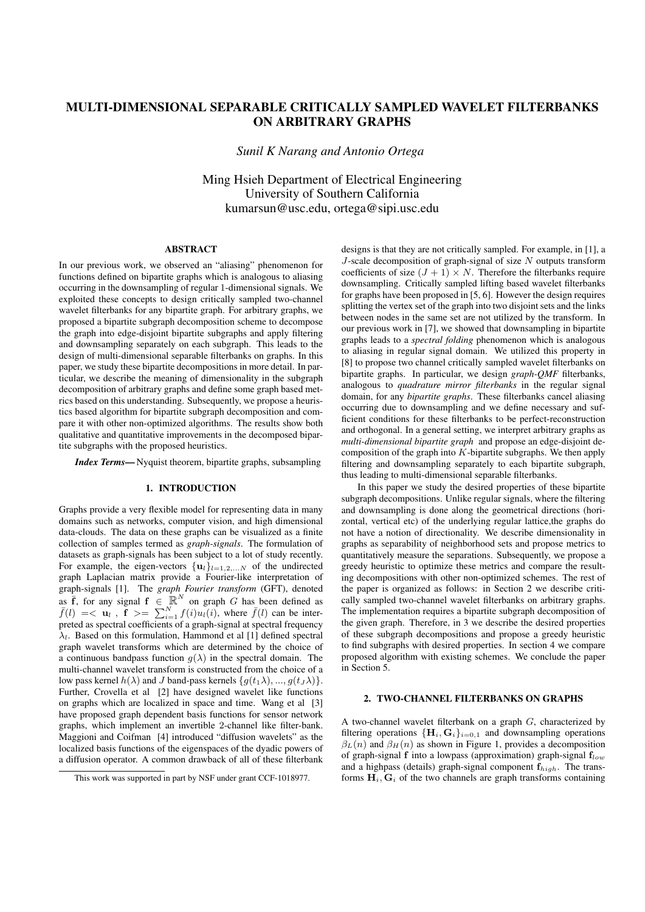# MULTI-DIMENSIONAL SEPARABLE CRITICALLY SAMPLED WAVELET FILTERBANKS ON ARBITRARY GRAPHS

*Sunil K Narang and Antonio Ortega*

Ming Hsieh Department of Electrical Engineering
University of Southern California
kumarsun@usc.edu, ortega@sipi.usc.edu

## ABSTRACT

In our previous work, we observed an "aliasing" phenomenon for functions defined on bipartite graphs which is analogous to aliasing occurring in the downsampling of regular 1-dimensional signals. We exploited these concepts to design critically sampled two-channel wavelet filterbanks for any bipartite graph. For arbitrary graphs, we proposed a bipartite subgraph decomposition scheme to decompose the graph into edge-disjoint bipartite subgraphs and apply filtering and downsampling separately on each subgraph. This leads to the design of multi-dimensional separable filterbanks on graphs. In this paper, we study these bipartite decompositions in more detail. In particular, we describe the meaning of dimensionality in the subgraph decomposition of arbitrary graphs and define some graph based metrics based on this understanding. Subsequently, we propose a heuristics based algorithm for bipartite subgraph decomposition and compare it with other non-optimized algorithms. The results show both qualitative and quantitative improvements in the decomposed bipartite subgraphs with the proposed heuristics.

***Index Terms***— Nyquist theorem, bipartite graphs, subsampling

## 1. INTRODUCTION

Graphs provide a very flexible model for representing data in many domains such as networks, computer vision, and high dimensional data-clouds. The data on these graphs can be visualized as a finite collection of samples termed as *graph-signals*. The formulation of datasets as graph-signals has been subject to a lot of study recently. For example, the eigen-vectors $\{\mathbf{u}_l\}_{l=1,2,...N}$ of the undirected graph Laplacian matrix provide a Fourier-like interpretation of graph-signals [1]. The *graph Fourier transform* (GFT), denoted as $\bar{\mathbf{f}}$, for any signal $\mathbf{f} \in \mathbb{R}^N$ on graph $G$ has been defined as $\bar{f}(l) = <\mathbf{u}_l\ ,\ \mathbf{f}> = \sum_{i=1}^{N} f(i)u_l(i)$, where $\bar{f}(l)$ can be interpreted as spectral coefficients of a graph-signal at spectral frequency $\lambda_l$. Based on this formulation, Hammond et al [1] defined spectral graph wavelet transforms which are determined by the choice of a continuous bandpass function $g(\lambda)$ in the spectral domain. The multi-channel wavelet transform is constructed from the choice of a low pass kernel $h(\lambda)$ and $J$ band-pass kernels $\{g(t_1\lambda), ..., g(t_J\lambda)\}$. Further, Crovella et al [2] have designed wavelet like functions on graphs which are localized in space and time. Wang et al [3] have proposed graph dependent basis functions for sensor network graphs, which implement an invertible 2-channel like filter-bank. Maggioni and Coifman [4] introduced "diffusion wavelets" as the localized basis functions of the eigenspaces of the dyadic powers of a diffusion operator. A common drawback of all of these filterbank designs is that they are not critically sampled. For example, in [1], a $J$-scale decomposition of graph-signal of size $N$ outputs transform coefficients of size $(J+1) \times N$. Therefore the filterbanks require downsampling. Critically sampled lifting based wavelet filterbanks for graphs have been proposed in [5, 6]. However the design requires splitting the vertex set of the graph into two disjoint sets and the links between nodes in the same set are not utilized by the transform. In our previous work in [7], we showed that downsampling in bipartite graphs leads to a *spectral folding* phenomenon which is analogous to aliasing in regular signal domain. We utilized this property in [8] to propose two channel critically sampled wavelet filterbanks on bipartite graphs. In particular, we design *graph-QMF* filterbanks, analogous to *quadrature mirror filterbanks* in the regular signal domain, for any *bipartite graphs*. These filterbanks cancel aliasing occurring due to downsampling and we define necessary and sufficient conditions for these filterbanks to be perfect-reconstruction and orthogonal. In a general setting, we interpret arbitrary graphs as *multi-dimensional bipartite graph* and propose an edge-disjoint decomposition of the graph into $K$-bipartite subgraphs. We then apply filtering and downsampling separately to each bipartite subgraph, thus leading to multi-dimensional separable filterbanks.

In this paper we study the desired properties of these bipartite subgraph decompositions. Unlike regular signals, where the filtering and downsampling is done along the geometrical directions (horizontal, vertical etc) of the underlying regular lattice,the graphs do not have a notion of directionality. We describe dimensionality in graphs as separability of neighborhood sets and propose metrics to quantitatively measure the separations. Subsequently, we propose a greedy heuristic to optimize these metrics and compare the resulting decompositions with other non-optimized schemes. The rest of the paper is organized as follows: in Section 2 we describe critically sampled two-channel wavelet filterbanks on arbitrary graphs. The implementation requires a bipartite subgraph decomposition of the given graph. Therefore, in 3 we describe the desired properties of these subgraph decompositions and propose a greedy heuristic to find subgraphs with desired properties. In section 4 we compare proposed algorithm with existing schemes. We conclude the paper in Section 5.

## 2. TWO-CHANNEL FILTERBANKS ON GRAPHS

A two-channel wavelet filterbank on a graph $G$, characterized by filtering operations $\{\mathbf{H}_i, \mathbf{G}_i\}_{i=0,1}$ and downsampling operations $\beta_L(n)$ and $\beta_H(n)$ as shown in Figure 1, provides a decomposition of graph-signal $\mathbf{f}$ into a lowpass (approximation) graph-signal $\mathbf{f}_{low}$ and a highpass (details) graph-signal component $\mathbf{f}_{high}$. The transforms $\mathbf{H}_i, \mathbf{G}_i$ of the two channels are graph transforms containing

This work was supported in part by NSF under grant CCF-1018977.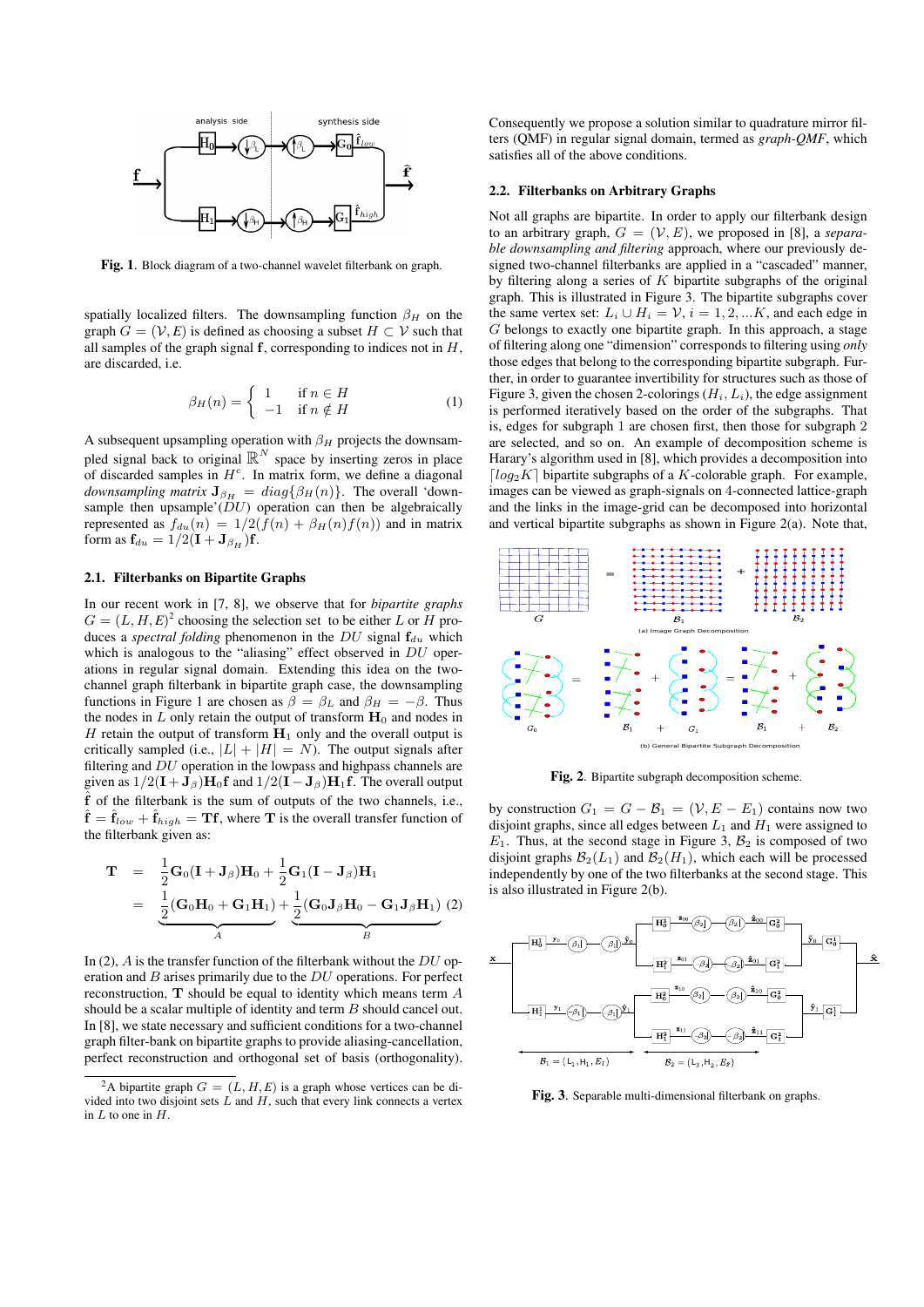Fig. 1. Block diagram of a two-channel wavelet filterbank on graph.

spatially localized filters. The downsampling function $\beta_H$ on the graph $G = (\mathcal{V}, E)$ is defined as choosing a subset $H \subset \mathcal{V}$ such that all samples of the graph signal $\mathbf{f}$, corresponding to indices not in $H$, are discarded, i.e.

$$\beta_H(n) = \begin{cases} 1 & \text{if } n \in H \\ -1 & \text{if } n \notin H \end{cases} \quad (1)$$

A subsequent upsampling operation with $\beta_H$ projects the downsampled signal back to original $\mathbb{R}^N$ space by inserting zeros in place of discarded samples in $H^c$. In matrix form, we define a diagonal *downsampling matrix* $\mathbf{J}_{\beta_H} = diag\{\beta_H(n)\}$. The overall 'downsample then upsample'($DU$) operation can then be algebraically represented as $f_{du}(n) = 1/2(f(n) + \beta_H(n)f(n))$ and in matrix form as $\mathbf{f}_{du} = 1/2(\mathbf{I} + \mathbf{J}_{\beta_H})\mathbf{f}$.

### 2.1. Filterbanks on Bipartite Graphs

In our recent work in [7, 8], we observe that for *bipartite graphs* $G = (L, H, E)$[2] choosing the selection set to be either $L$ or $H$ produces a *spectral folding* phenomenon in the $DU$ signal $\mathbf{f}_{du}$ which which is analogous to the "aliasing" effect observed in $DU$ operations in regular signal domain. Extending this idea on the two-channel graph filterbank in bipartite graph case, the downsampling functions in Figure 1 are chosen as $\beta = \beta_L$ and $\beta_H = -\beta$. Thus the nodes in $L$ only retain the output of transform $\mathbf{H}_0$ and nodes in $H$ retain the output of transform $\mathbf{H}_1$ only and the overall output is critically sampled (i.e., $|L| + |H| = N$). The output signals after filtering and $DU$ operation in the lowpass and highpass channels are given as $1/2(\mathbf{I}+\mathbf{J}_\beta)\mathbf{H}_0\mathbf{f}$ and $1/2(\mathbf{I}-\mathbf{J}_\beta)\mathbf{H}_1\mathbf{f}$. The overall output $\hat{\mathbf{f}}$ of the filterbank is the sum of outputs of the two channels, i.e., $\hat{\mathbf{f}} = \hat{\mathbf{f}}_{low} + \hat{\mathbf{f}}_{high} = \mathbf{T}\mathbf{f}$, where $\mathbf{T}$ is the overall transfer function of the filterbank given as:

$$\begin{aligned} \mathbf{T} &= \frac{1}{2}\mathbf{G}_0(\mathbf{I}+\mathbf{J}_\beta)\mathbf{H}_0 + \frac{1}{2}\mathbf{G}_1(\mathbf{I}-\mathbf{J}_\beta)\mathbf{H}_1 \\ &= \underbrace{\frac{1}{2}(\mathbf{G}_0\mathbf{H}_0 + \mathbf{G}_1\mathbf{H}_1)}_{A} + \underbrace{\frac{1}{2}(\mathbf{G}_0\mathbf{J}_\beta\mathbf{H}_0 - \mathbf{G}_1\mathbf{J}_\beta\mathbf{H}_1)}_{B} \end{aligned} \quad (2)$$

In (2), $A$ is the transfer function of the filterbank without the $DU$ operation and $B$ arises primarily due to the $DU$ operations. For perfect reconstruction, $\mathbf{T}$ should be equal to identity which means term $A$ should be a scalar multiple of identity and term $B$ should cancel out. In [8], we state necessary and sufficient conditions for a two-channel graph filter-bank on bipartite graphs to provide aliasing-cancellation, perfect reconstruction and orthogonal set of basis (orthogonality).

[2] A bipartite graph $G = (L, H, E)$ is a graph whose vertices can be divided into two disjoint sets $L$ and $H$, such that every link connects a vertex in $L$ to one in $H$.

Consequently we propose a solution similar to quadrature mirror filters (QMF) in regular signal domain, termed as *graph-QMF*, which satisfies all of the above conditions.

### 2.2. Filterbanks on Arbitrary Graphs

Not all graphs are bipartite. In order to apply our filterbank design to an arbitrary graph, $G = (\mathcal{V}, E)$, we proposed in [8], a *separable downsampling and filtering* approach, where our previously designed two-channel filterbanks are applied in a "cascaded" manner, by filtering along a series of $K$ bipartite subgraphs of the original graph. This is illustrated in Figure 3. The bipartite subgraphs cover the same vertex set: $L_i \cup H_i = \mathcal{V}$, $i = 1, 2, ...K$, and each edge in $G$ belongs to exactly one bipartite graph. In this approach, a stage of filtering along one "dimension" corresponds to filtering using *only* those edges that belong to the corresponding bipartite subgraph. Further, in order to guarantee invertibility for structures such as those of Figure 3, given the chosen 2-colorings $(H_i, L_i)$, the edge assignment is performed iteratively based on the order of the subgraphs. That is, edges for subgraph 1 are chosen first, then those for subgraph 2 are selected, and so on. An example of decomposition scheme is Harary's algorithm used in [8], which provides a decomposition into $\lceil log_2 K \rceil$ bipartite subgraphs of a $K$-colorable graph. For example, images can be viewed as graph-signals on 4-connected lattice-graph and the links in the image-grid can be decomposed into horizontal and vertical bipartite subgraphs as shown in Figure 2(a). Note that,

Fig. 2. Bipartite subgraph decomposition scheme.

by construction $G_1 = G - \mathcal{B}_1 = (\mathcal{V}, E - E_1)$ contains now two disjoint graphs, since all edges between $L_1$ and $H_1$ were assigned to $E_1$. Thus, at the second stage in Figure 3, $\mathcal{B}_2$ is composed of two disjoint graphs $\mathcal{B}_2(L_1)$ and $\mathcal{B}_2(H_1)$, which each will be processed independently by one of the two filterbanks at the second stage. This is also illustrated in Figure 2(b).

Fig. 3. Separable multi-dimensional filterbank on graphs.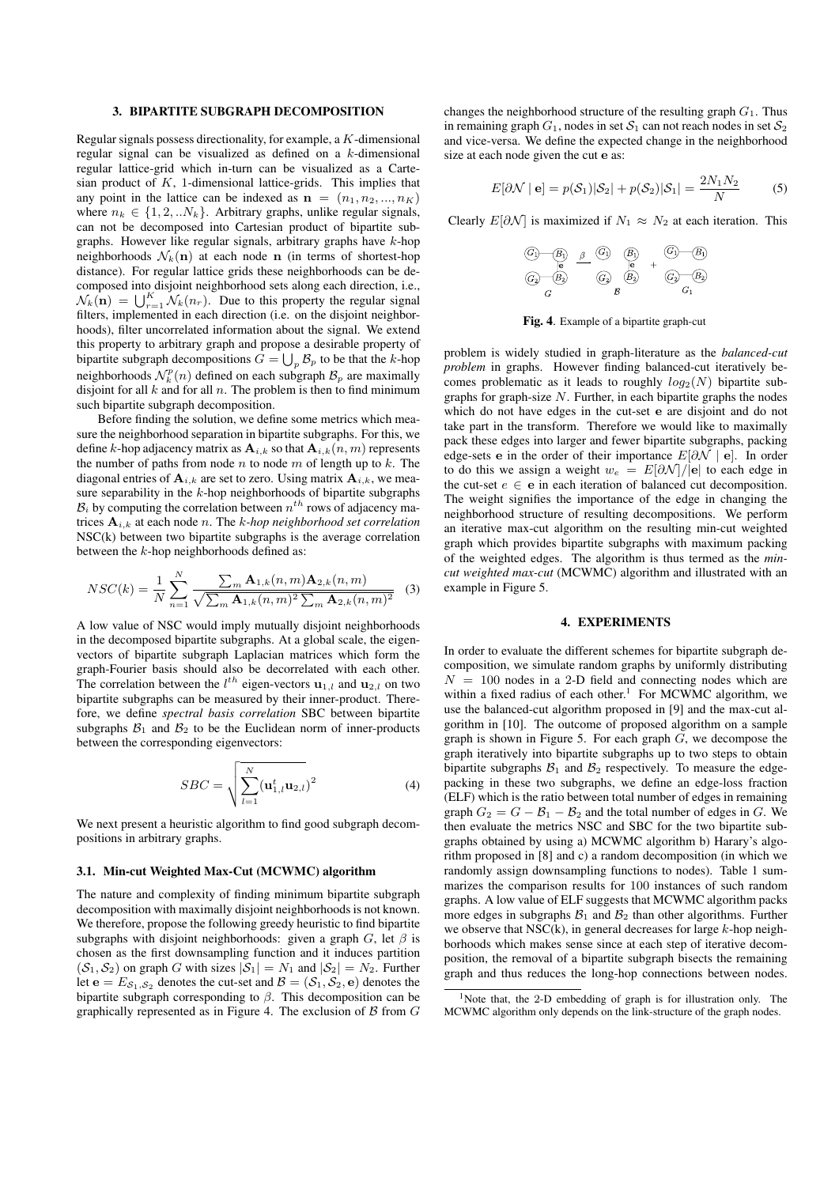## 3. BIPARTITE SUBGRAPH DECOMPOSITION

Regular signals possess directionality, for example, a $K$-dimensional regular signal can be visualized as defined on a $k$-dimensional regular lattice-grid which in-turn can be visualized as a Cartesian product of $K$, 1-dimensional lattice-grids. This implies that any point in the lattice can be indexed as $\mathbf{n} = (n_1, n_2, ..., n_K)$ where $n_k \in \{1, 2, ..N_k\}$. Arbitrary graphs, unlike regular signals, can not be decomposed into Cartesian product of bipartite subgraphs. However like regular signals, arbitrary graphs have $k$-hop neighborhoods $\mathcal{N}_k(\mathbf{n})$ at each node $\mathbf{n}$ (in terms of shortest-hop distance). For regular lattice grids these neighborhoods can be decomposed into disjoint neighborhood sets along each direction, i.e., $\mathcal{N}_k(\mathbf{n}) = \bigcup_{r=1}^{K} \mathcal{N}_k(n_r)$. Due to this property the regular signal filters, implemented in each direction (i.e. on the disjoint neighborhoods), filter uncorrelated information about the signal. We extend this property to arbitrary graph and propose a desirable property of bipartite subgraph decompositions $G = \bigcup_p \mathcal{B}_p$ to be that the $k$-hop neighborhoods $\mathcal{N}_k^p(n)$ defined on each subgraph $\mathcal{B}_p$ are maximally disjoint for all $k$ and for all $n$. The problem is then to find minimum such bipartite subgraph decomposition.

Before finding the solution, we define some metrics which measure the neighborhood separation in bipartite subgraphs. For this, we define $k$-hop adjacency matrix as $\mathbf{A}_{i,k}$ so that $\mathbf{A}_{i,k}(n, m)$ represents the number of paths from node $n$ to node $m$ of length up to $k$. The diagonal entries of $\mathbf{A}_{i,k}$ are set to zero. Using matrix $\mathbf{A}_{i,k}$, we measure separability in the $k$-hop neighborhoods of bipartite subgraphs $\mathcal{B}_i$ by computing the correlation between $n^{th}$ rows of adjacency matrices $\mathbf{A}_{i,k}$ at each node $n$. The *k-hop neighborhood set correlation* NSC(k) between two bipartite subgraphs is the average correlation between the $k$-hop neighborhoods defined as:

$$NSC(k) = \frac{1}{N} \sum_{n=1}^{N} \frac{\sum_m \mathbf{A}_{1,k}(n,m)\mathbf{A}_{2,k}(n,m)}{\sqrt{\sum_m \mathbf{A}_{1,k}(n,m)^2 \sum_m \mathbf{A}_{2,k}(n,m)^2}} \quad (3)$$

A low value of NSC would imply mutually disjoint neighborhoods in the decomposed bipartite subgraphs. At a global scale, the eigenvectors of bipartite subgraph Laplacian matrices which form the graph-Fourier basis should also be decorrelated with each other. The correlation between the $l^{th}$ eigen-vectors $\mathbf{u}_{1,l}$ and $\mathbf{u}_{2,l}$ on two bipartite subgraphs can be measured by their inner-product. Therefore, we define *spectral basis correlation* SBC between bipartite subgraphs $\mathcal{B}_1$ and $\mathcal{B}_2$ to be the Euclidean norm of inner-products between the corresponding eigenvectors:

$$SBC = \sqrt{\sum_{l=1}^{N} (\mathbf{u}_{1,l}^t \mathbf{u}_{2,l})^2} \quad (4)$$

We next present a heuristic algorithm to find good subgraph decompositions in arbitrary graphs.

### 3.1. Min-cut Weighted Max-Cut (MCWMC) algorithm

The nature and complexity of finding minimum bipartite subgraph decomposition with maximally disjoint neighborhoods is not known. We therefore, propose the following greedy heuristic to find bipartite subgraphs with disjoint neighborhoods: given a graph $G$, let $\beta$ is chosen as the first downsampling function and it induces partition $(\mathcal{S}_1, \mathcal{S}_2)$ on graph $G$ with sizes $|\mathcal{S}_1| = N_1$ and $|\mathcal{S}_2| = N_2$. Further let $\mathbf{e} = E_{\mathcal{S}_1,\mathcal{S}_2}$ denotes the cut-set and $\mathcal{B} = (\mathcal{S}_1, \mathcal{S}_2, \mathbf{e})$ denotes the bipartite subgraph corresponding to $\beta$. This decomposition can be graphically represented as in Figure 4. The exclusion of $\mathcal{B}$ from $G$ changes the neighborhood structure of the resulting graph $G_1$. Thus in remaining graph $G_1$, nodes in set $\mathcal{S}_1$ can not reach nodes in set $\mathcal{S}_2$ and vice-versa. We define the expected change in the neighborhood size at each node given the cut $\mathbf{e}$ as:

$$E[\partial\mathcal{N} \mid \mathbf{e}] = p(\mathcal{S}_1)|\mathcal{S}_2| + p(\mathcal{S}_2)|\mathcal{S}_1| = \frac{2N_1N_2}{N} \quad (5)$$

Clearly $E[\partial\mathcal{N}]$ is maximized if $N_1 \approx N_2$ at each iteration. This

**Fig. 4**. Example of a bipartite graph-cut

problem is widely studied in graph-literature as the *balanced-cut problem* in graphs. However finding balanced-cut iteratively becomes problematic as it leads to roughly $log_2(N)$ bipartite subgraphs for graph-size $N$. Further, in each bipartite graphs the nodes which do not have edges in the cut-set $\mathbf{e}$ are disjoint and do not take part in the transform. Therefore we would like to maximally pack these edges into larger and fewer bipartite subgraphs, packing edge-sets $\mathbf{e}$ in the order of their importance $E[\partial\mathcal{N} \mid \mathbf{e}]$. In order to do this we assign a weight $w_e = E[\partial\mathcal{N}]/|\mathbf{e}|$ to each edge in the cut-set $e \in \mathbf{e}$ in each iteration of balanced cut decomposition. The weight signifies the importance of the edge in changing the neighborhood structure of resulting decompositions. We perform an iterative max-cut algorithm on the resulting min-cut weighted graph which provides bipartite subgraphs with maximum packing of the weighted edges. The algorithm is thus termed as the *min-cut weighted max-cut* (MCWMC) algorithm and illustrated with an example in Figure 5.

## 4. EXPERIMENTS

In order to evaluate the different schemes for bipartite subgraph decomposition, we simulate random graphs by uniformly distributing $N = 100$ nodes in a 2-D field and connecting nodes which are within a fixed radius of each other.[1] For MCWMC algorithm, we use the balanced-cut algorithm proposed in [9] and the max-cut algorithm in [10]. The outcome of proposed algorithm on a sample graph is shown in Figure 5. For each graph $G$, we decompose the graph iteratively into bipartite subgraphs up to two steps to obtain bipartite subgraphs $\mathcal{B}_1$ and $\mathcal{B}_2$ respectively. To measure the edge-packing in these two subgraphs, we define an edge-loss fraction (ELF) which is the ratio between total number of edges in remaining graph $G_2 = G - \mathcal{B}_1 - \mathcal{B}_2$ and the total number of edges in $G$. We then evaluate the metrics NSC and SBC for the two bipartite subgraphs obtained by using a) MCWMC algorithm b) Harary's algorithm proposed in [8] and c) a random decomposition (in which we randomly assign downsampling functions to nodes). Table 1 summarizes the comparison results for 100 instances of such random graphs. A low value of ELF suggests that MCWMC algorithm packs more edges in subgraphs $\mathcal{B}_1$ and $\mathcal{B}_2$ than other algorithms. Further we observe that NSC(k), in general decreases for large $k$-hop neighborhoods which makes sense since at each step of iterative decomposition, the removal of a bipartite subgraph bisects the remaining graph and thus reduces the long-hop connections between nodes.

[1] Note that, the 2-D embedding of graph is for illustration only. The MCWMC algorithm only depends on the link-structure of the graph nodes.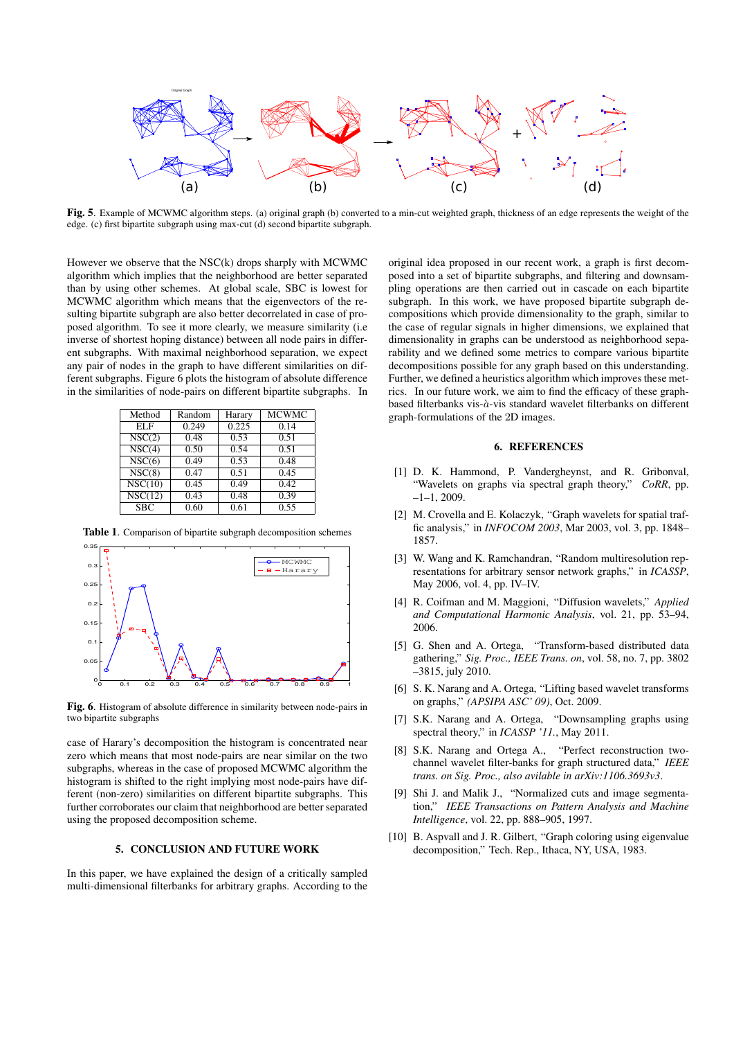Original Graph

(a) (b) (c) (d)

**Fig. 5**. Example of MCWMC algorithm steps. (a) original graph (b) converted to a min-cut weighted graph, thickness of an edge represents the weight of the edge. (c) first bipartite subgraph using max-cut (d) second bipartite subgraph.

However we observe that the NSC(k) drops sharply with MCWMC algorithm which implies that the neighborhood are better separated than by using other schemes. At global scale, SBC is lowest for MCWMC algorithm which means that the eigenvectors of the resulting bipartite subgraph are also better decorrelated in case of proposed algorithm. To see it more clearly, we measure similarity (i.e inverse of shortest hoping distance) between all node pairs in different subgraphs. With maximal neighborhood separation, we expect any pair of nodes in the graph to have different similarities on different subgraphs. Figure 6 plots the histogram of absolute difference in the similarities of node-pairs on different bipartite subgraphs. In case of Harary's decomposition the histogram is concentrated near zero which means that most node-pairs are near similar on the two subgraphs, whereas in the case of proposed MCWMC algorithm the histogram is shifted to the right implying most node-pairs have different (non-zero) similarities on different bipartite subgraphs. This further corroborates our claim that neighborhood are better separated using the proposed decomposition scheme.

| Method | Random | Harary | MCWMC |
|---|---|---|---|
| ELF | 0.249 | 0.225 | 0.14 |
| NSC(2) | 0.48 | 0.53 | 0.51 |
| NSC(4) | 0.50 | 0.54 | 0.51 |
| NSC(6) | 0.49 | 0.53 | 0.48 |
| NSC(8) | 0.47 | 0.51 | 0.45 |
| NSC(10) | 0.45 | 0.49 | 0.42 |
| NSC(12) | 0.43 | 0.48 | 0.39 |
| SBC | 0.60 | 0.61 | 0.55 |

**Table 1**. Comparison of bipartite subgraph decomposition schemes

MCWMC
Harary
0.35
0.3
0.25
0.2
0.15
0.1
0.05
0
0 0.1 0.2 0.3 0.4 0.5 0.6 0.7 0.8 0.9 1

**Fig. 6**. Histogram of absolute difference in similarity between node-pairs in two bipartite subgraphs

## 5. CONCLUSION AND FUTURE WORK

In this paper, we have explained the design of a critically sampled multi-dimensional filterbanks for arbitrary graphs. According to the original idea proposed in our recent work, a graph is first decomposed into a set of bipartite subgraphs, and filtering and downsampling operations are then carried out in cascade on each bipartite subgraph. In this work, we have proposed bipartite subgraph decompositions which provide dimensionality to the graph, similar to the case of regular signals in higher dimensions, we explained that dimensionality in graphs can be understood as neighborhood separability and we defined some metrics to compare various bipartite decompositions possible for any graph based on this understanding. Further, we defined a heuristics algorithm which improves these metrics. In our future work, we aim to find the efficacy of these graph-based filterbanks vis-à-vis standard wavelet filterbanks on different graph-formulations of the 2D images.

## 6. REFERENCES

[1] D. K. Hammond, P. Vandergheynst, and R. Gribonval, “Wavelets on graphs via spectral graph theory,” *CoRR*, pp. –1–1, 2009.

[2] M. Crovella and E. Kolaczyk, “Graph wavelets for spatial traffic analysis,” in *INFOCOM 2003*, Mar 2003, vol. 3, pp. 1848–1857.

[3] W. Wang and K. Ramchandran, “Random multiresolution representations for arbitrary sensor network graphs,” in *ICASSP*, May 2006, vol. 4, pp. IV–IV.

[4] R. Coifman and M. Maggioni, “Diffusion wavelets,” *Applied and Computational Harmonic Analysis*, vol. 21, pp. 53–94, 2006.

[5] G. Shen and A. Ortega, “Transform-based distributed data gathering,” *Sig. Proc., IEEE Trans. on*, vol. 58, no. 7, pp. 3802–3815, july 2010.

[6] S. K. Narang and A. Ortega, “Lifting based wavelet transforms on graphs,” *(APSIPA ASC' 09)*, Oct. 2009.

[7] S.K. Narang and A. Ortega, “Downsampling graphs using spectral theory,” in *ICASSP '11.*, May 2011.

[8] S.K. Narang and Ortega A., “Perfect reconstruction two-channel wavelet filter-banks for graph structured data,” *IEEE trans. on Sig. Proc., also avilable in arXiv:1106.3693v3*.

[9] Shi J. and Malik J., “Normalized cuts and image segmentation,” *IEEE Transactions on Pattern Analysis and Machine Intelligence*, vol. 22, pp. 888–905, 1997.

[10] B. Aspvall and J. R. Gilbert, “Graph coloring using eigenvalue decomposition,” Tech. Rep., Ithaca, NY, USA, 1983.